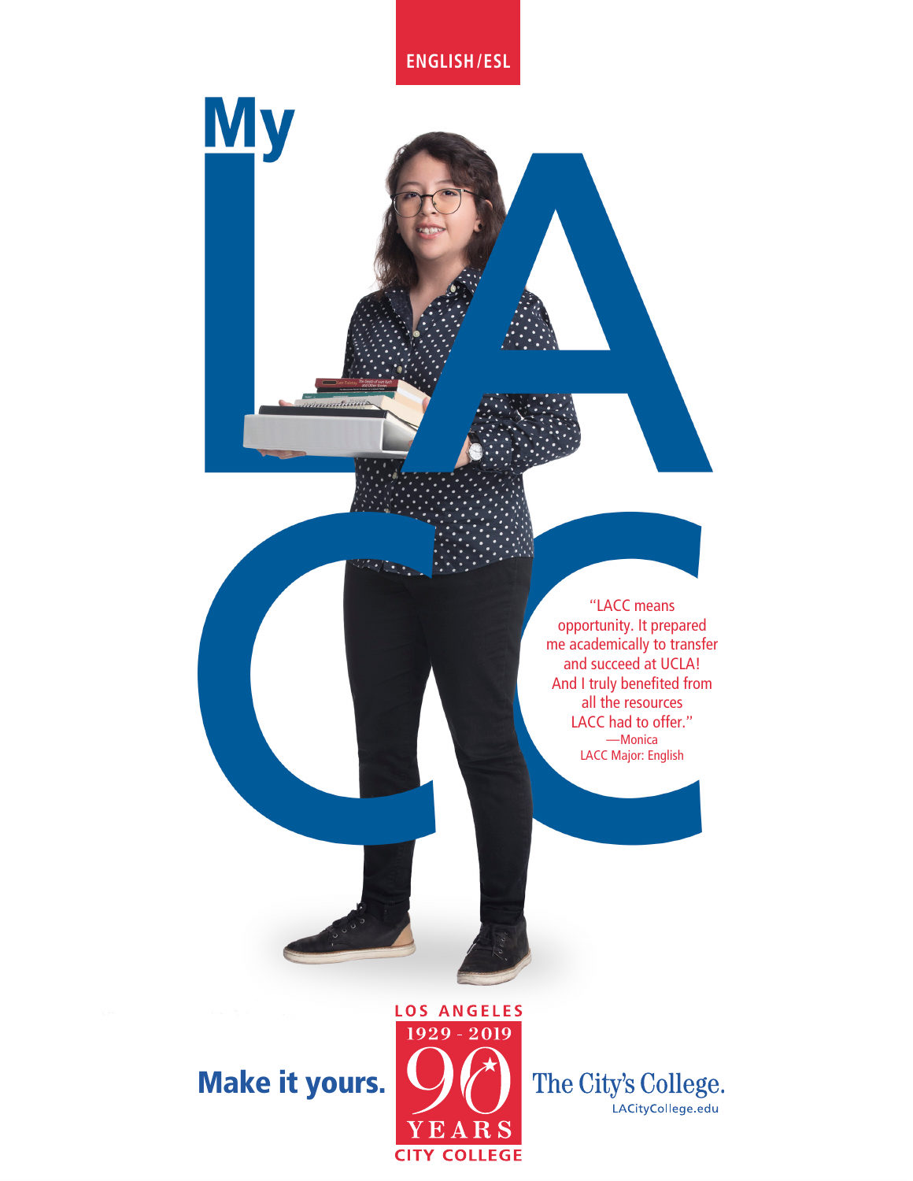ENGLISH/ESL

# My LACC

"LACC means opportunity. It prepared me academically to transfer and succeed at UCLA! And I truly benefited from all the resources LACC had to offer."
—Monica
LACC Major: English

**Make it yours.**

LOS ANGELES
1929 - 2019
90 YEARS
CITY COLLEGE

The City's College.
LACityCollege.edu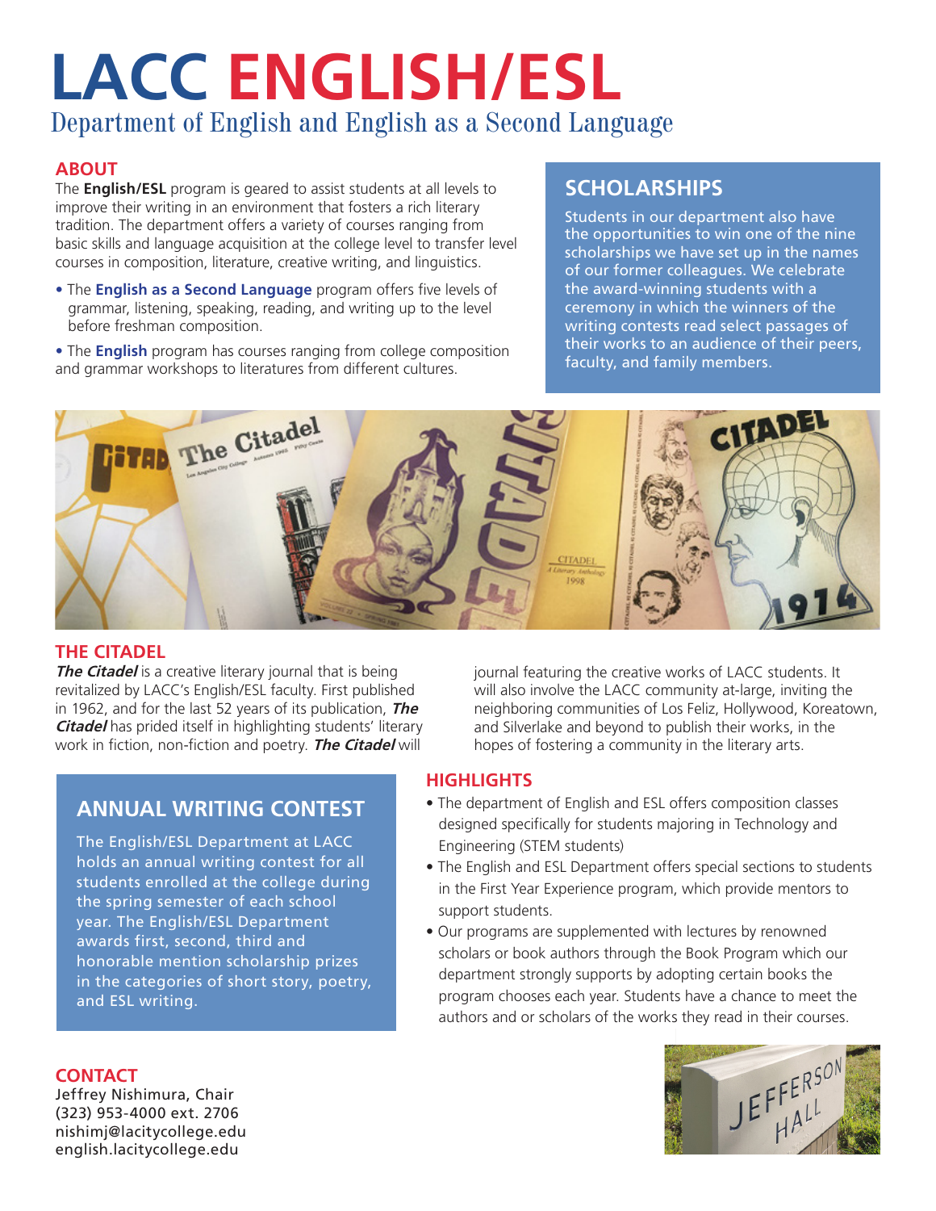# LACC ENGLISH/ESL

Department of English and English as a Second Language

## ABOUT

The **English/ESL** program is geared to assist students at all levels to improve their writing in an environment that fosters a rich literary tradition. The department offers a variety of courses ranging from basic skills and language acquisition at the college level to transfer level courses in composition, literature, creative writing, and linguistics.

- The **English as a Second Language** program offers five levels of grammar, listening, speaking, reading, and writing up to the level before freshman composition.
- The **English** program has courses ranging from college composition and grammar workshops to literatures from different cultures.

## SCHOLARSHIPS

Students in our department also have the opportunities to win one of the nine scholarships we have set up in the names of our former colleagues. We celebrate the award-winning students with a ceremony in which the winners of the writing contests read select passages of their works to an audience of their peers, faculty, and family members.

## THE CITADEL

***The Citadel*** is a creative literary journal that is being revitalized by LACC's English/ESL faculty. First published in 1962, and for the last 52 years of its publication, ***The Citadel*** has prided itself in highlighting students' literary work in fiction, non-fiction and poetry. ***The Citadel*** will journal featuring the creative works of LACC students. It will also involve the LACC community at-large, inviting the neighboring communities of Los Feliz, Hollywood, Koreatown, and Silverlake and beyond to publish their works, in the hopes of fostering a community in the literary arts.

## ANNUAL WRITING CONTEST

The English/ESL Department at LACC holds an annual writing contest for all students enrolled at the college during the spring semester of each school year. The English/ESL Department awards first, second, third and honorable mention scholarship prizes in the categories of short story, poetry, and ESL writing.

## HIGHLIGHTS

- The department of English and ESL offers composition classes designed specifically for students majoring in Technology and Engineering (STEM students)
- The English and ESL Department offers special sections to students in the First Year Experience program, which provide mentors to support students.
- Our programs are supplemented with lectures by renowned scholars or book authors through the Book Program which our department strongly supports by adopting certain books the program chooses each year. Students have a chance to meet the authors and or scholars of the works they read in their courses.

## CONTACT

Jeffrey Nishimura, Chair
(323) 953-4000 ext. 2706
nishimj@lacitycollege.edu
english.lacitycollege.edu